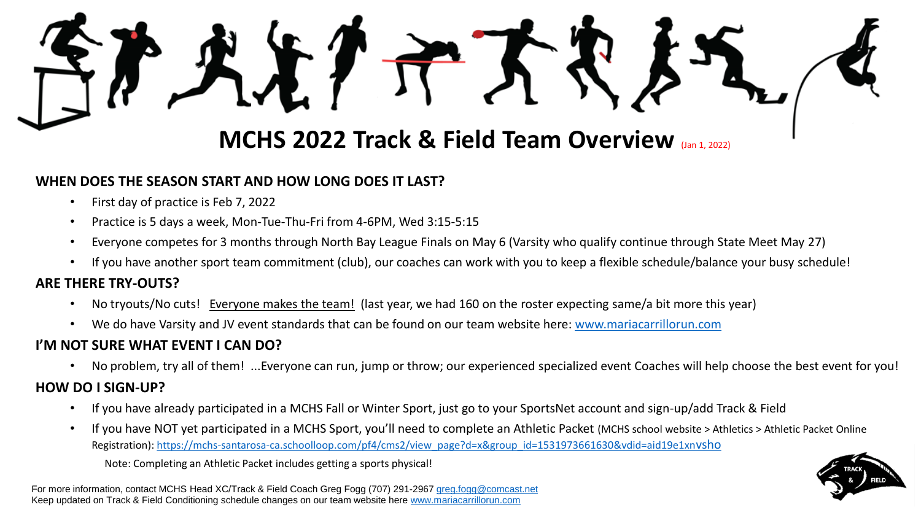# MCHS 2022 Track & Field Team Overview (Jan 1, 2022)

## WHEN DOES THE SEASON START AND HOW LONG DOES IT LAST?

- First day of practice is Feb 7, 2022
- Practice is 5 days a week, Mon-Tue-Thu-Fri from 4-6PM, Wed 3:15-5:15
- Everyone competes for 3 months through North Bay League Finals on May 6 (Varsity who qualify continue through State Meet May 27)
- If you have another sport team commitment (club), our coaches can work with you to keep a flexible schedule/balance your busy schedule!

## ARE THERE TRY-OUTS?

- No tryouts/No cuts! Everyone makes the team! (last year, we had 160 on the roster expecting same/a bit more this year)
- We do have Varsity and JV event standards that can be found on our team website here: www.mariacarrillorun.com

## I'M NOT SURE WHAT EVENT I CAN DO?

- No problem, try all of them! ...Everyone can run, jump or throw; our experienced specialized event Coaches will help choose the best event for you!

## HOW DO I SIGN-UP?

- If you have already participated in a MCHS Fall or Winter Sport, just go to your SportsNet account and sign-up/add Track & Field
- If you have NOT yet participated in a MCHS Sport, you'll need to complete an Athletic Packet (MCHS school website > Athletics > Athletic Packet Online Registration): https://mchs-santarosa-ca.schoolloop.com/pf4/cms2/view_page?d=x&group_id=1531973661630&vdid=aid19e1xnvsho

  Note: Completing an Athletic Packet includes getting a sports physical!

For more information, contact MCHS Head XC/Track & Field Coach Greg Fogg (707) 291-2967 greg.fogg@comcast.net
Keep updated on Track & Field Conditioning schedule changes on our team website here www.mariacarrillorun.com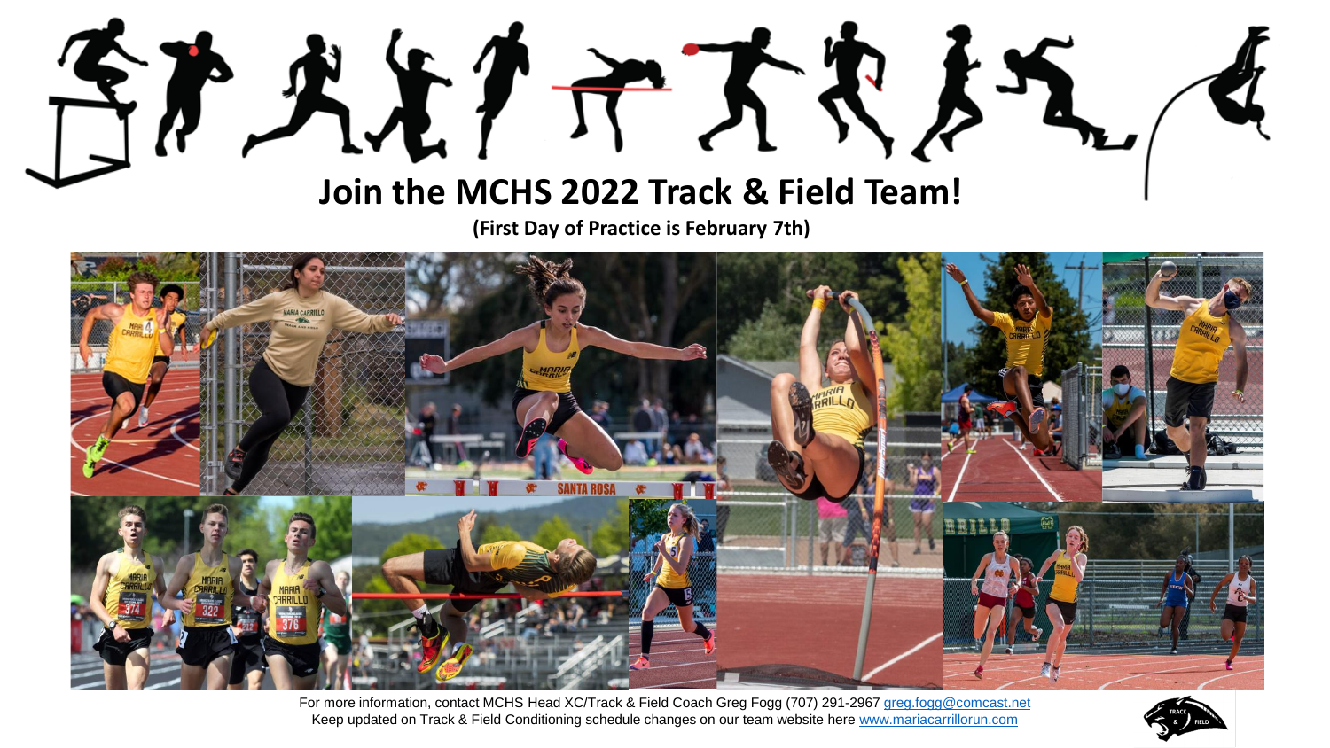# Join the MCHS 2022 Track & Field Team!

**(First Day of Practice is February 7th)**

For more information, contact MCHS Head XC/Track & Field Coach Greg Fogg (707) 291-2967 greg.fogg@comcast.net
Keep updated on Track & Field Conditioning schedule changes on our team website here www.mariacarrillorun.com